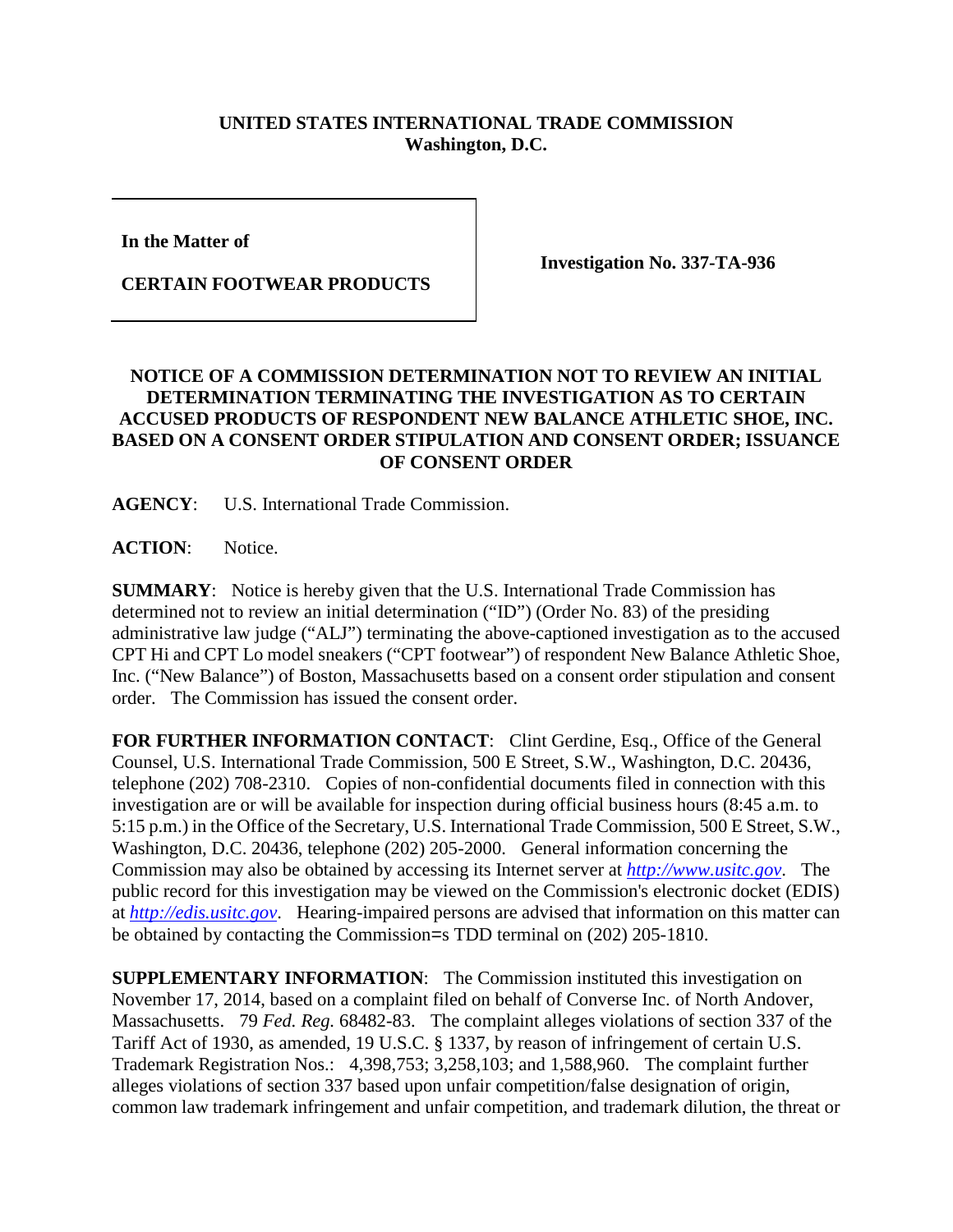**UNITED STATES INTERNATIONAL TRADE COMMISSION**
**Washington, D.C.**

**In the Matter of**

**CERTAIN FOOTWEAR PRODUCTS**

**Investigation No. 337-TA-936**

**NOTICE OF A COMMISSION DETERMINATION NOT TO REVIEW AN INITIAL DETERMINATION TERMINATING THE INVESTIGATION AS TO CERTAIN ACCUSED PRODUCTS OF RESPONDENT NEW BALANCE ATHLETIC SHOE, INC. BASED ON A CONSENT ORDER STIPULATION AND CONSENT ORDER; ISSUANCE OF CONSENT ORDER**

**AGENCY**: U.S. International Trade Commission.

**ACTION**: Notice.

**SUMMARY**: Notice is hereby given that the U.S. International Trade Commission has determined not to review an initial determination ("ID") (Order No. 83) of the presiding administrative law judge ("ALJ") terminating the above-captioned investigation as to the accused CPT Hi and CPT Lo model sneakers ("CPT footwear") of respondent New Balance Athletic Shoe, Inc. ("New Balance") of Boston, Massachusetts based on a consent order stipulation and consent order. The Commission has issued the consent order.

**FOR FURTHER INFORMATION CONTACT**: Clint Gerdine, Esq., Office of the General Counsel, U.S. International Trade Commission, 500 E Street, S.W., Washington, D.C. 20436, telephone (202) 708-2310. Copies of non-confidential documents filed in connection with this investigation are or will be available for inspection during official business hours (8:45 a.m. to 5:15 p.m.) in the Office of the Secretary, U.S. International Trade Commission, 500 E Street, S.W., Washington, D.C. 20436, telephone (202) 205-2000. General information concerning the Commission may also be obtained by accessing its Internet server at *http://www.usitc.gov*. The public record for this investigation may be viewed on the Commission's electronic docket (EDIS) at *http://edis.usitc.gov*. Hearing-impaired persons are advised that information on this matter can be obtained by contacting the Commission=s TDD terminal on (202) 205-1810.

**SUPPLEMENTARY INFORMATION**: The Commission instituted this investigation on November 17, 2014, based on a complaint filed on behalf of Converse Inc. of North Andover, Massachusetts. 79 *Fed. Reg.* 68482-83. The complaint alleges violations of section 337 of the Tariff Act of 1930, as amended, 19 U.S.C. § 1337, by reason of infringement of certain U.S. Trademark Registration Nos.: 4,398,753; 3,258,103; and 1,588,960. The complaint further alleges violations of section 337 based upon unfair competition/false designation of origin, common law trademark infringement and unfair competition, and trademark dilution, the threat or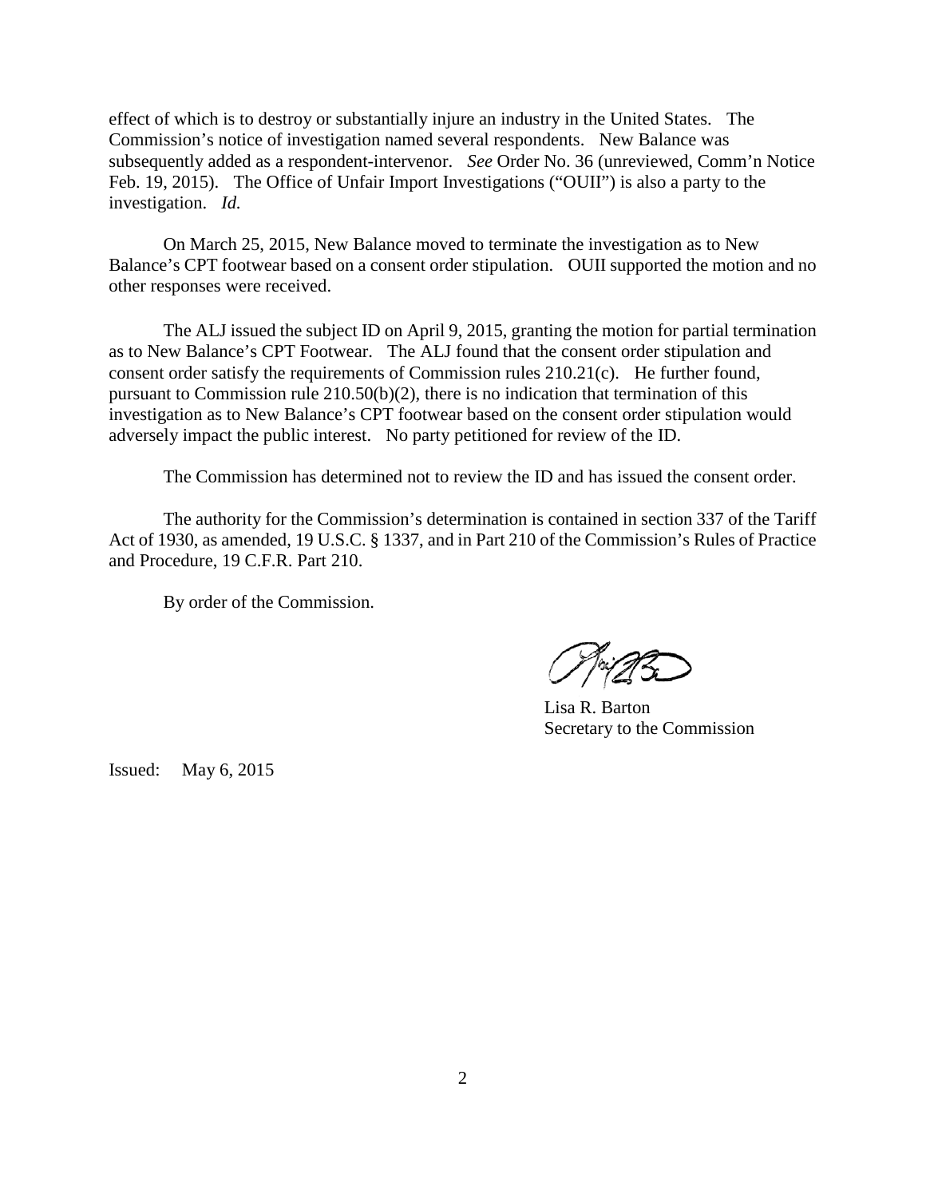effect of which is to destroy or substantially injure an industry in the United States. The Commission's notice of investigation named several respondents. New Balance was subsequently added as a respondent-intervenor. *See* Order No. 36 (unreviewed, Comm'n Notice Feb. 19, 2015). The Office of Unfair Import Investigations ("OUII") is also a party to the investigation. *Id.*

On March 25, 2015, New Balance moved to terminate the investigation as to New Balance's CPT footwear based on a consent order stipulation. OUII supported the motion and no other responses were received.

The ALJ issued the subject ID on April 9, 2015, granting the motion for partial termination as to New Balance's CPT Footwear. The ALJ found that the consent order stipulation and consent order satisfy the requirements of Commission rules 210.21(c). He further found, pursuant to Commission rule 210.50(b)(2), there is no indication that termination of this investigation as to New Balance's CPT footwear based on the consent order stipulation would adversely impact the public interest. No party petitioned for review of the ID.

The Commission has determined not to review the ID and has issued the consent order.

The authority for the Commission's determination is contained in section 337 of the Tariff Act of 1930, as amended, 19 U.S.C. § 1337, and in Part 210 of the Commission's Rules of Practice and Procedure, 19 C.F.R. Part 210.

By order of the Commission.

Lisa R. Barton
Secretary to the Commission

Issued: May 6, 2015